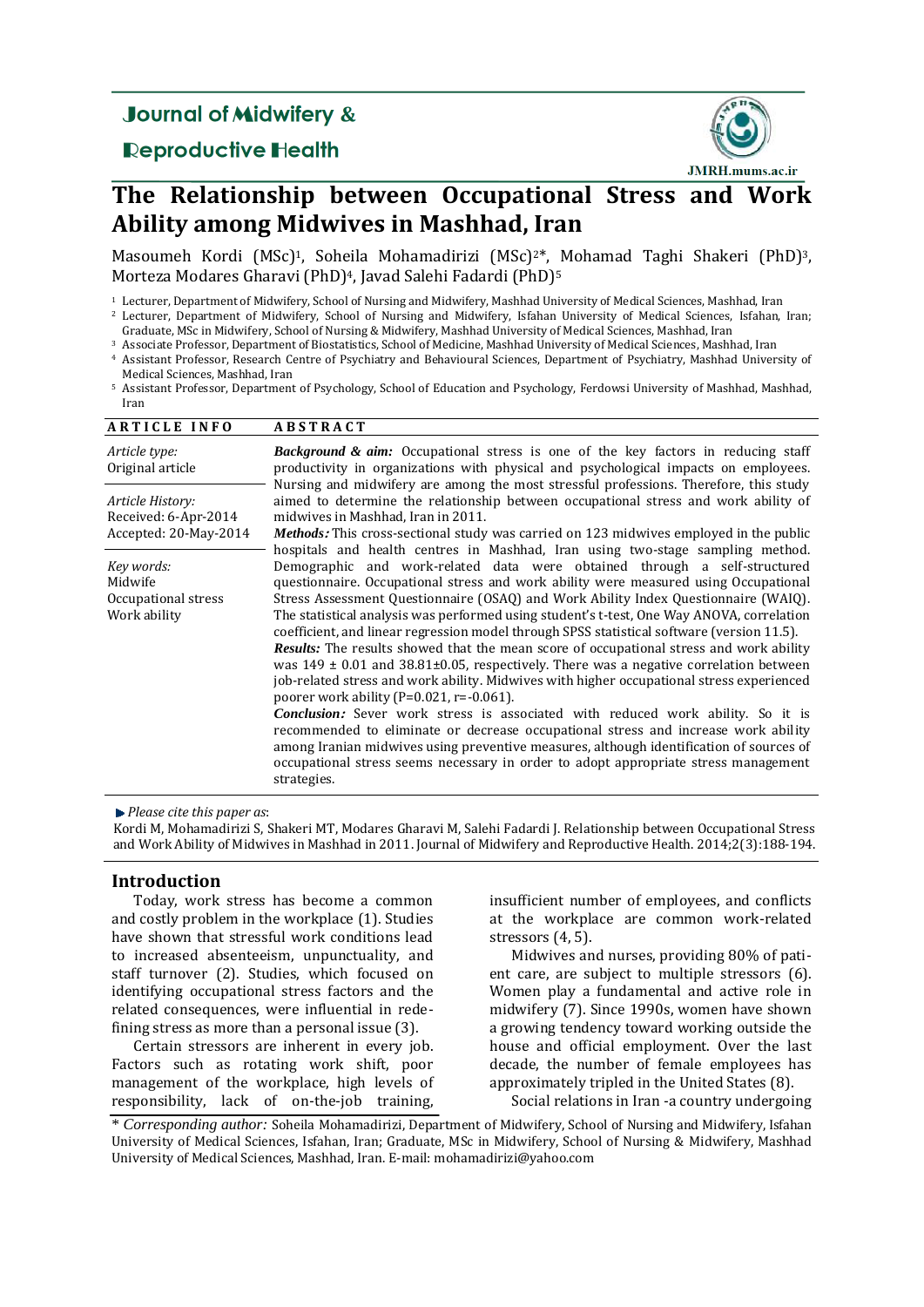Journal of Midwifery & Reproductive Health

JMRH.mums.ac.ir

# The Relationship between Occupational Stress and Work Ability among Midwives in Mashhad, Iran

Masoumeh Kordi (MSc)[1], Soheila Mohamadirizi (MSc)[2]*, Mohamad Taghi Shakeri (PhD)[3], Morteza Modares Gharavi (PhD)[4], Javad Salehi Fadardi (PhD)[5]

[1] Lecturer, Department of Midwifery, School of Nursing and Midwifery, Mashhad University of Medical Sciences, Mashhad, Iran
[2] Lecturer, Department of Midwifery, School of Nursing and Midwifery, Isfahan University of Medical Sciences, Isfahan, Iran; Graduate, MSc in Midwifery, School of Nursing & Midwifery, Mashhad University of Medical Sciences, Mashhad, Iran
[3] Associate Professor, Department of Biostatistics, School of Medicine, Mashhad University of Medical Sciences, Mashhad, Iran
[4] Assistant Professor, Research Centre of Psychiatry and Behavioural Sciences, Department of Psychiatry, Mashhad University of Medical Sciences, Mashhad, Iran
[5] Assistant Professor, Department of Psychology, School of Education and Psychology, Ferdowsi University of Mashhad, Mashhad, Iran

**ARTICLE INFO**

*Article type:*
Original article

*Article History:*
Received: 6-Apr-2014
Accepted: 20-May-2014

*Key words:*
Midwife
Occupational stress
Work ability

**ABSTRACT**

***Background & aim:*** Occupational stress is one of the key factors in reducing staff productivity in organizations with physical and psychological impacts on employees. Nursing and midwifery are among the most stressful professions. Therefore, this study aimed to determine the relationship between occupational stress and work ability of midwives in Mashhad, Iran in 2011.

***Methods:*** This cross-sectional study was carried on 123 midwives employed in the public hospitals and health centres in Mashhad, Iran using two-stage sampling method. Demographic and work-related data were obtained through a self-structured questionnaire. Occupational stress and work ability were measured using Occupational Stress Assessment Questionnaire (OSAQ) and Work Ability Index Questionnaire (WAIQ). The statistical analysis was performed using student's t-test, One Way ANOVA, correlation coefficient, and linear regression model through SPSS statistical software (version 11.5).

***Results:*** The results showed that the mean score of occupational stress and work ability was $149 \pm 0.01$ and $38.81 \pm 0.05$, respectively. There was a negative correlation between job-related stress and work ability. Midwives with higher occupational stress experienced poorer work ability ($P=0.021$, $r=-0.061$).

***Conclusion:*** Sever work stress is associated with reduced work ability. So it is recommended to eliminate or decrease occupational stress and increase work ability among Iranian midwives using preventive measures, although identification of sources of occupational stress seems necessary in order to adopt appropriate stress management strategies.

▶ *Please cite this paper as*:
Kordi M, Mohamadirizi S, Shakeri MT, Modares Gharavi M, Salehi Fadardi J. Relationship between Occupational Stress and Work Ability of Midwives in Mashhad in 2011. Journal of Midwifery and Reproductive Health. 2014;2(3):188-194.

## Introduction

Today, work stress has become a common and costly problem in the workplace (1). Studies have shown that stressful work conditions lead to increased absenteeism, unpunctuality, and staff turnover (2). Studies, which focused on identifying occupational stress factors and the related consequences, were influential in redefining stress as more than a personal issue (3).

Certain stressors are inherent in every job. Factors such as rotating work shift, poor management of the workplace, high levels of responsibility, lack of on-the-job training, insufficient number of employees, and conflicts at the workplace are common work-related stressors (4, 5).

Midwives and nurses, providing 80% of patient care, are subject to multiple stressors (6). Women play a fundamental and active role in midwifery (7). Since 1990s, women have shown a growing tendency toward working outside the house and official employment. Over the last decade, the number of female employees has approximately tripled in the United States (8).

Social relations in Iran -a country undergoing

\* *Corresponding author:* Soheila Mohamadirizi, Department of Midwifery, School of Nursing and Midwifery, Isfahan University of Medical Sciences, Isfahan, Iran; Graduate, MSc in Midwifery, School of Nursing & Midwifery, Mashhad University of Medical Sciences, Mashhad, Iran. E-mail: mohamadirizi@yahoo.com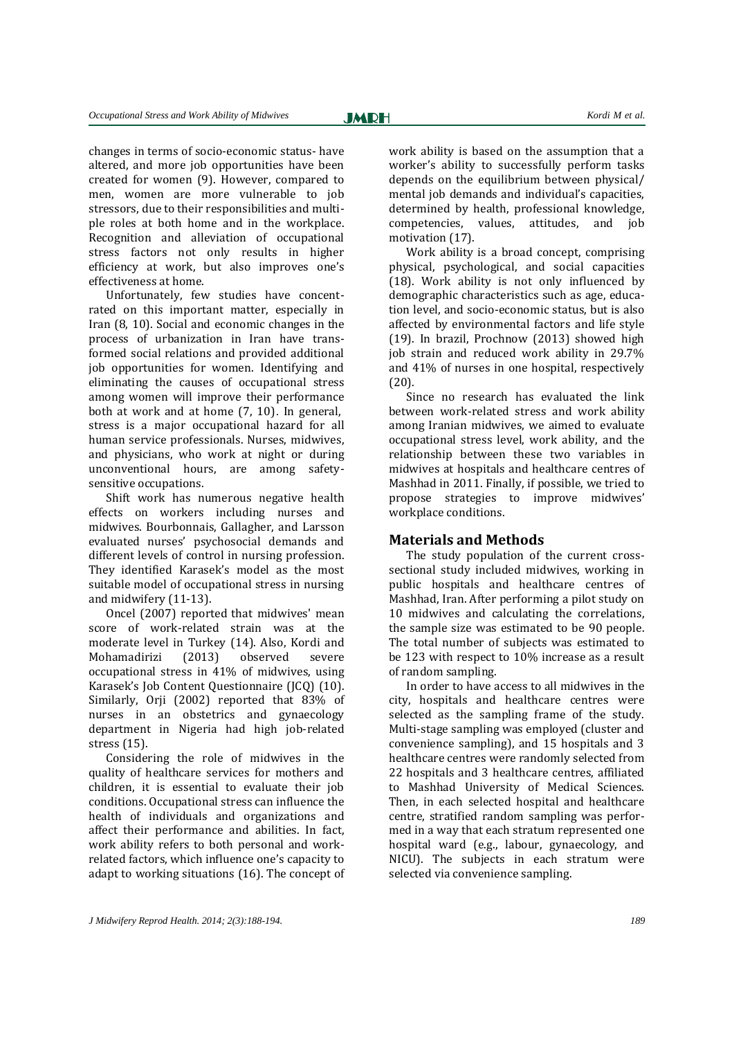changes in terms of socio-economic status- have altered, and more job opportunities have been created for women (9). However, compared to men, women are more vulnerable to job stressors, due to their responsibilities and multiple roles at both home and in the workplace. Recognition and alleviation of occupational stress factors not only results in higher efficiency at work, but also improves one's effectiveness at home.

Unfortunately, few studies have concentrated on this important matter, especially in Iran (8, 10). Social and economic changes in the process of urbanization in Iran have transformed social relations and provided additional job opportunities for women. Identifying and eliminating the causes of occupational stress among women will improve their performance both at work and at home (7, 10). In general, stress is a major occupational hazard for all human service professionals. Nurses, midwives, and physicians, who work at night or during unconventional hours, are among safety-sensitive occupations.

Shift work has numerous negative health effects on workers including nurses and midwives. Bourbonnais, Gallagher, and Larsson evaluated nurses' psychosocial demands and different levels of control in nursing profession. They identified Karasek's model as the most suitable model of occupational stress in nursing and midwifery (11-13).

Oncel (2007) reported that midwives' mean score of work-related strain was at the moderate level in Turkey (14). Also, Kordi and Mohamadirizi (2013) observed severe occupational stress in 41% of midwives, using Karasek's Job Content Questionnaire (JCQ) (10). Similarly, Orji (2002) reported that 83% of nurses in an obstetrics and gynaecology department in Nigeria had high job-related stress (15).

Considering the role of midwives in the quality of healthcare services for mothers and children, it is essential to evaluate their job conditions. Occupational stress can influence the health of individuals and organizations and affect their performance and abilities. In fact, work ability refers to both personal and work-related factors, which influence one's capacity to adapt to working situations (16). The concept of work ability is based on the assumption that a worker's ability to successfully perform tasks depends on the equilibrium between physical/ mental job demands and individual's capacities, determined by health, professional knowledge, competencies, values, attitudes, and job motivation (17).

Work ability is a broad concept, comprising physical, psychological, and social capacities (18). Work ability is not only influenced by demographic characteristics such as age, education level, and socio-economic status, but is also affected by environmental factors and life style (19). In brazil, Prochnow (2013) showed high job strain and reduced work ability in 29.7% and 41% of nurses in one hospital, respectively (20).

Since no research has evaluated the link between work-related stress and work ability among Iranian midwives, we aimed to evaluate occupational stress level, work ability, and the relationship between these two variables in midwives at hospitals and healthcare centres of Mashhad in 2011. Finally, if possible, we tried to propose strategies to improve midwives' workplace conditions.

## Materials and Methods

The study population of the current cross-sectional study included midwives, working in public hospitals and healthcare centres of Mashhad, Iran. After performing a pilot study on 10 midwives and calculating the correlations, the sample size was estimated to be 90 people. The total number of subjects was estimated to be 123 with respect to 10% increase as a result of random sampling.

In order to have access to all midwives in the city, hospitals and healthcare centres were selected as the sampling frame of the study. Multi-stage sampling was employed (cluster and convenience sampling), and 15 hospitals and 3 healthcare centres were randomly selected from 22 hospitals and 3 healthcare centres, affiliated to Mashhad University of Medical Sciences. Then, in each selected hospital and healthcare centre, stratified random sampling was performed in a way that each stratum represented one hospital ward (e.g., labour, gynaecology, and NICU). The subjects in each stratum were selected via convenience sampling.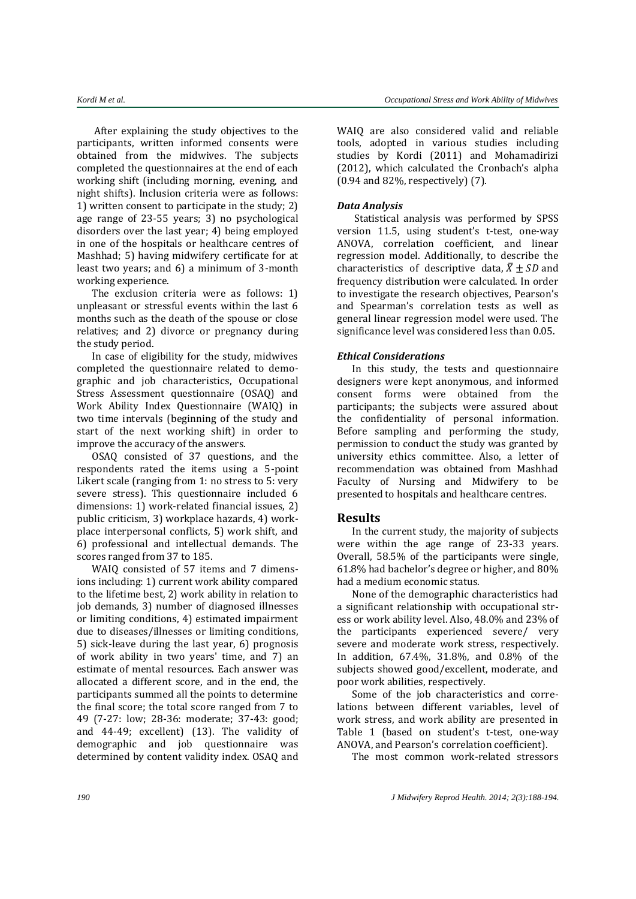After explaining the study objectives to the participants, written informed consents were obtained from the midwives. The subjects completed the questionnaires at the end of each working shift (including morning, evening, and night shifts). Inclusion criteria were as follows: 1) written consent to participate in the study; 2) age range of 23-55 years; 3) no psychological disorders over the last year; 4) being employed in one of the hospitals or healthcare centres of Mashhad; 5) having midwifery certificate for at least two years; and 6) a minimum of 3-month working experience.

The exclusion criteria were as follows: 1) unpleasant or stressful events within the last 6 months such as the death of the spouse or close relatives; and 2) divorce or pregnancy during the study period.

In case of eligibility for the study, midwives completed the questionnaire related to demographic and job characteristics, Occupational Stress Assessment questionnaire (OSAQ) and Work Ability Index Questionnaire (WAIQ) in two time intervals (beginning of the study and start of the next working shift) in order to improve the accuracy of the answers.

OSAQ consisted of 37 questions, and the respondents rated the items using a 5-point Likert scale (ranging from 1: no stress to 5: very severe stress). This questionnaire included 6 dimensions: 1) work-related financial issues, 2) public criticism, 3) workplace hazards, 4) workplace interpersonal conflicts, 5) work shift, and 6) professional and intellectual demands. The scores ranged from 37 to 185.

WAIQ consisted of 57 items and 7 dimensions including: 1) current work ability compared to the lifetime best, 2) work ability in relation to job demands, 3) number of diagnosed illnesses or limiting conditions, 4) estimated impairment due to diseases/illnesses or limiting conditions, 5) sick-leave during the last year, 6) prognosis of work ability in two years' time, and 7) an estimate of mental resources. Each answer was allocated a different score, and in the end, the participants summed all the points to determine the final score; the total score ranged from 7 to 49 (7-27: low; 28-36: moderate; 37-43: good; and 44-49; excellent) (13). The validity of demographic and job questionnaire was determined by content validity index. OSAQ and WAIQ are also considered valid and reliable tools, adopted in various studies including studies by Kordi (2011) and Mohamadirizi (2012), which calculated the Cronbach's alpha (0.94 and 82%, respectively) (7).

### *Data Analysis*

Statistical analysis was performed by SPSS version 11.5, using student's t-test, one-way ANOVA, correlation coefficient, and linear regression model. Additionally, to describe the characteristics of descriptive data, $\bar{X} \pm SD$ and frequency distribution were calculated. In order to investigate the research objectives, Pearson's and Spearman's correlation tests as well as general linear regression model were used. The significance level was considered less than 0.05.

### *Ethical Considerations*

In this study, the tests and questionnaire designers were kept anonymous, and informed consent forms were obtained from the participants; the subjects were assured about the confidentiality of personal information. Before sampling and performing the study, permission to conduct the study was granted by university ethics committee. Also, a letter of recommendation was obtained from Mashhad Faculty of Nursing and Midwifery to be presented to hospitals and healthcare centres.

## Results

In the current study, the majority of subjects were within the age range of 23-33 years. Overall, 58.5% of the participants were single, 61.8% had bachelor's degree or higher, and 80% had a medium economic status.

None of the demographic characteristics had a significant relationship with occupational stress or work ability level. Also, 48.0% and 23% of the participants experienced severe/ very severe and moderate work stress, respectively. In addition, 67.4%, 31.8%, and 0.8% of the subjects showed good/excellent, moderate, and poor work abilities, respectively.

Some of the job characteristics and correlations between different variables, level of work stress, and work ability are presented in Table 1 (based on student's t-test, one-way ANOVA, and Pearson's correlation coefficient).

The most common work-related stressors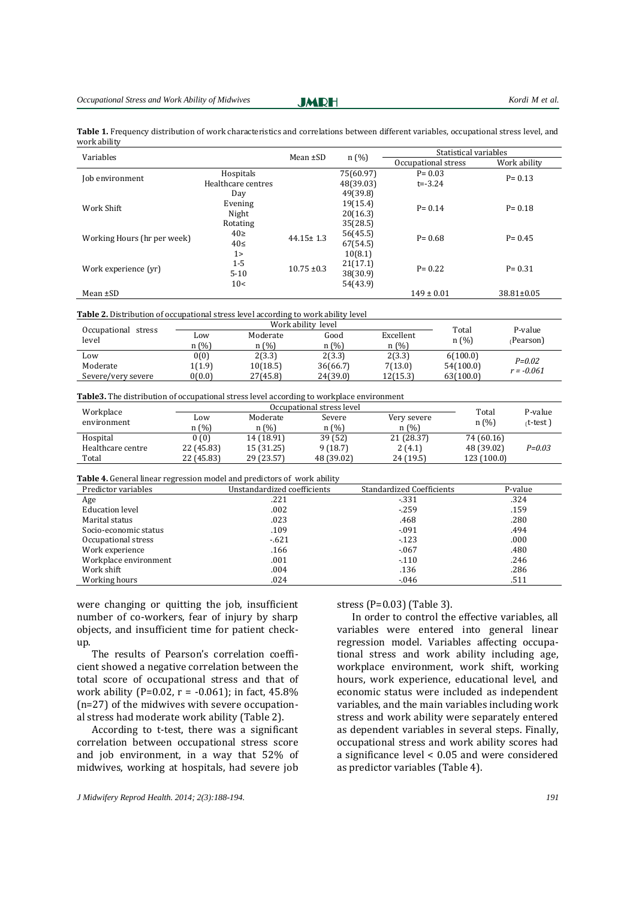**Table 1.** Frequency distribution of work characteristics and correlations between different variables, occupational stress level, and work ability

| Variables | | Mean ±SD | n (%) | Statistical variables | |
|---|---|---|---|---|---|
| | | | | Occupational stress | Work ability |
| Job environment | Hospitals | | 75(60.97) | P= 0.03 | P= 0.13 |
| | Healthcare centres | | 48(39.03) | t=-3.24 | |
| Work Shift | Day | | 49(39.8) | P= 0.14 | P= 0.18 |
| | Evening | | 19(15.4) | | |
| | Night | | 20(16.3) | | |
| | Rotating | | 35(28.5) | | |
| Working Hours (hr per week) | 40≥ | 44.15± 1.3 | 56(45.5) | P= 0.68 | P= 0.45 |
| | 40≤ | | 67(54.5) | | |
| Work experience (yr) | 1> | 10.75 ±0.3 | 10(8.1) | P= 0.22 | P= 0.31 |
| | 1-5 | | 21(17.1) | | |
| | 5-10 | | 38(30.9) | | |
| | 10< | | 54(43.9) | | |
| Mean ±SD | | | | 149 ± 0.01 | 38.81±0.05 |

**Table 2.** Distribution of occupational stress level according to work ability level

| Occupational stress level | Work ability level | | | | Total n (%) | P-value (Pearson) |
|---|---|---|---|---|---|---|
| | Low n (%) | Moderate n (%) | Good n (%) | Excellent n (%) | | |
| Low | 0(0) | 2(3.3) | 2(3.3) | 2(3.3) | 6(100.0) | *P=0.02* *r = -0.061* |
| Moderate | 1(1.9) | 10(18.5) | 36(66.7) | 7(13.0) | 54(100.0) | |
| Severe/very severe | 0(0.0) | 27(45.8) | 24(39.0) | 12(15.3) | 63(100.0) | |

**Table3.** The distribution of occupational stress level according to workplace environment

| Workplace environment | Occupational stress level | | | | Total n (%) | P-value (t-test ) |
|---|---|---|---|---|---|---|
| | Low n (%) | Moderate n (%) | Severe n (%) | Very severe n (%) | | |
| Hospital | 0 (0) | 14 (18.91) | 39 (52) | 21 (28.37) | 74 (60.16) | |
| Healthcare centre | 22 (45.83) | 15 (31.25) | 9 (18.7) | 2 (4.1) | 48 (39.02) | *P=0.03* |
| Total | 22 (45.83) | 29 (23.57) | 48 (39.02) | 24 (19.5) | 123 (100.0) | |

**Table 4.** General linear regression model and predictors of work ability

| Predictor variables | Unstandardized coefficients | Standardized Coefficients | P-value |
|---|---|---|---|
| Age | .221 | -.331 | .324 |
| Education level | .002 | -.259 | .159 |
| Marital status | .023 | .468 | .280 |
| Socio-economic status | .109 | -.091 | .494 |
| Occupational stress | -.621 | -.123 | .000 |
| Work experience | .166 | -.067 | .480 |
| Workplace environment | .001 | -.110 | .246 |
| Work shift | .004 | .136 | .286 |
| Working hours | .024 | -.046 | .511 |

were changing or quitting the job, insufficient number of co-workers, fear of injury by sharp objects, and insufficient time for patient check-up.

The results of Pearson's correlation coefficient showed a negative correlation between the total score of occupational stress and that of work ability (P=0.02, r = -0.061); in fact, 45.8% (n=27) of the midwives with severe occupational stress had moderate work ability (Table 2).

According to t-test, there was a significant correlation between occupational stress score and job environment, in a way that 52% of midwives, working at hospitals, had severe job stress (P=0.03) (Table 3).

In order to control the effective variables, all variables were entered into general linear regression model. Variables affecting occupational stress and work ability including age, workplace environment, work shift, working hours, work experience, educational level, and economic status were included as independent variables, and the main variables including work stress and work ability were separately entered as dependent variables in several steps. Finally, occupational stress and work ability scores had a significance level < 0.05 and were considered as predictor variables (Table 4).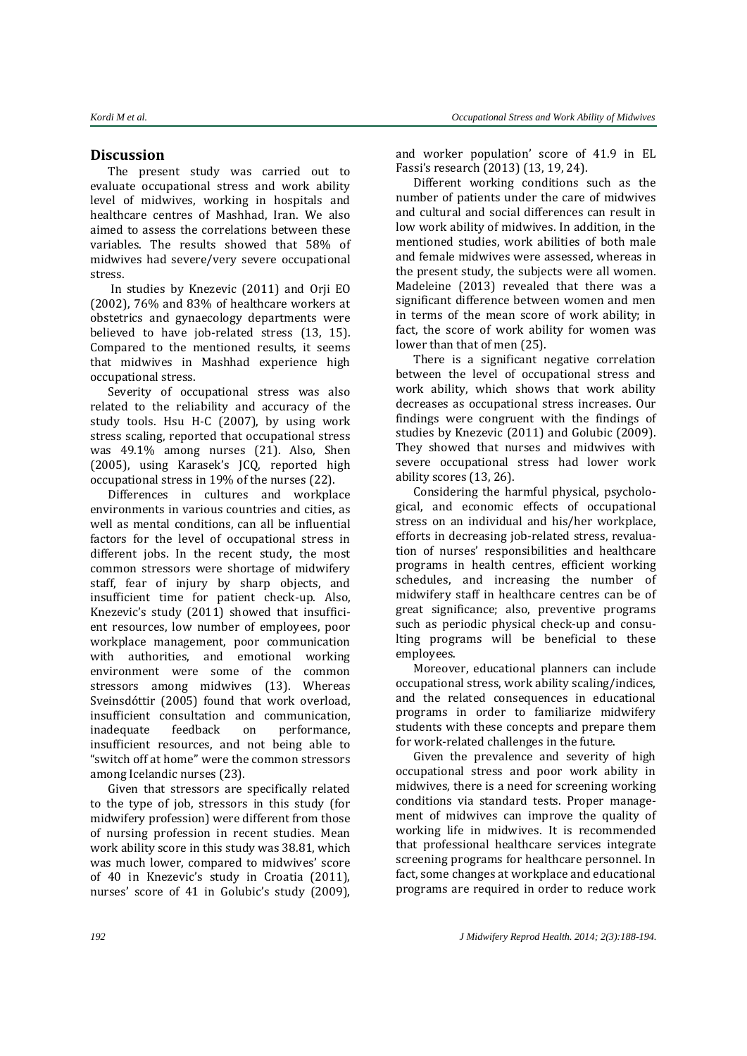## Discussion

The present study was carried out to evaluate occupational stress and work ability level of midwives, working in hospitals and healthcare centres of Mashhad, Iran. We also aimed to assess the correlations between these variables. The results showed that 58% of midwives had severe/very severe occupational stress.

In studies by Knezevic (2011) and Orji EO (2002), 76% and 83% of healthcare workers at obstetrics and gynaecology departments were believed to have job-related stress (13, 15). Compared to the mentioned results, it seems that midwives in Mashhad experience high occupational stress.

Severity of occupational stress was also related to the reliability and accuracy of the study tools. Hsu H-C (2007), by using work stress scaling, reported that occupational stress was 49.1% among nurses (21). Also, Shen (2005), using Karasek's JCQ, reported high occupational stress in 19% of the nurses (22).

Differences in cultures and workplace environments in various countries and cities, as well as mental conditions, can all be influential factors for the level of occupational stress in different jobs. In the recent study, the most common stressors were shortage of midwifery staff, fear of injury by sharp objects, and insufficient time for patient check-up. Also, Knezevic's study (2011) showed that insufficient resources, low number of employees, poor workplace management, poor communication with authorities, and emotional working environment were some of the common stressors among midwives (13). Whereas Sveinsdóttir (2005) found that work overload, insufficient consultation and communication, inadequate feedback on performance, insufficient resources, and not being able to "switch off at home" were the common stressors among Icelandic nurses (23).

Given that stressors are specifically related to the type of job, stressors in this study (for midwifery profession) were different from those of nursing profession in recent studies. Mean work ability score in this study was 38.81, which was much lower, compared to midwives' score of 40 in Knezevic's study in Croatia (2011), nurses' score of 41 in Golubic's study (2009), and worker population' score of 41.9 in EL Fassi's research (2013) (13, 19, 24).

Different working conditions such as the number of patients under the care of midwives and cultural and social differences can result in low work ability of midwives. In addition, in the mentioned studies, work abilities of both male and female midwives were assessed, whereas in the present study, the subjects were all women. Madeleine (2013) revealed that there was a significant difference between women and men in terms of the mean score of work ability; in fact, the score of work ability for women was lower than that of men (25).

There is a significant negative correlation between the level of occupational stress and work ability, which shows that work ability decreases as occupational stress increases. Our findings were congruent with the findings of studies by Knezevic (2011) and Golubic (2009). They showed that nurses and midwives with severe occupational stress had lower work ability scores (13, 26).

Considering the harmful physical, psychological, and economic effects of occupational stress on an individual and his/her workplace, efforts in decreasing job-related stress, revaluation of nurses' responsibilities and healthcare programs in health centres, efficient working schedules, and increasing the number of midwifery staff in healthcare centres can be of great significance; also, preventive programs such as periodic physical check-up and consulting programs will be beneficial to these employees.

Moreover, educational planners can include occupational stress, work ability scaling/indices, and the related consequences in educational programs in order to familiarize midwifery students with these concepts and prepare them for work-related challenges in the future.

Given the prevalence and severity of high occupational stress and poor work ability in midwives, there is a need for screening working conditions via standard tests. Proper management of midwives can improve the quality of working life in midwives. It is recommended that professional healthcare services integrate screening programs for healthcare personnel. In fact, some changes at workplace and educational programs are required in order to reduce work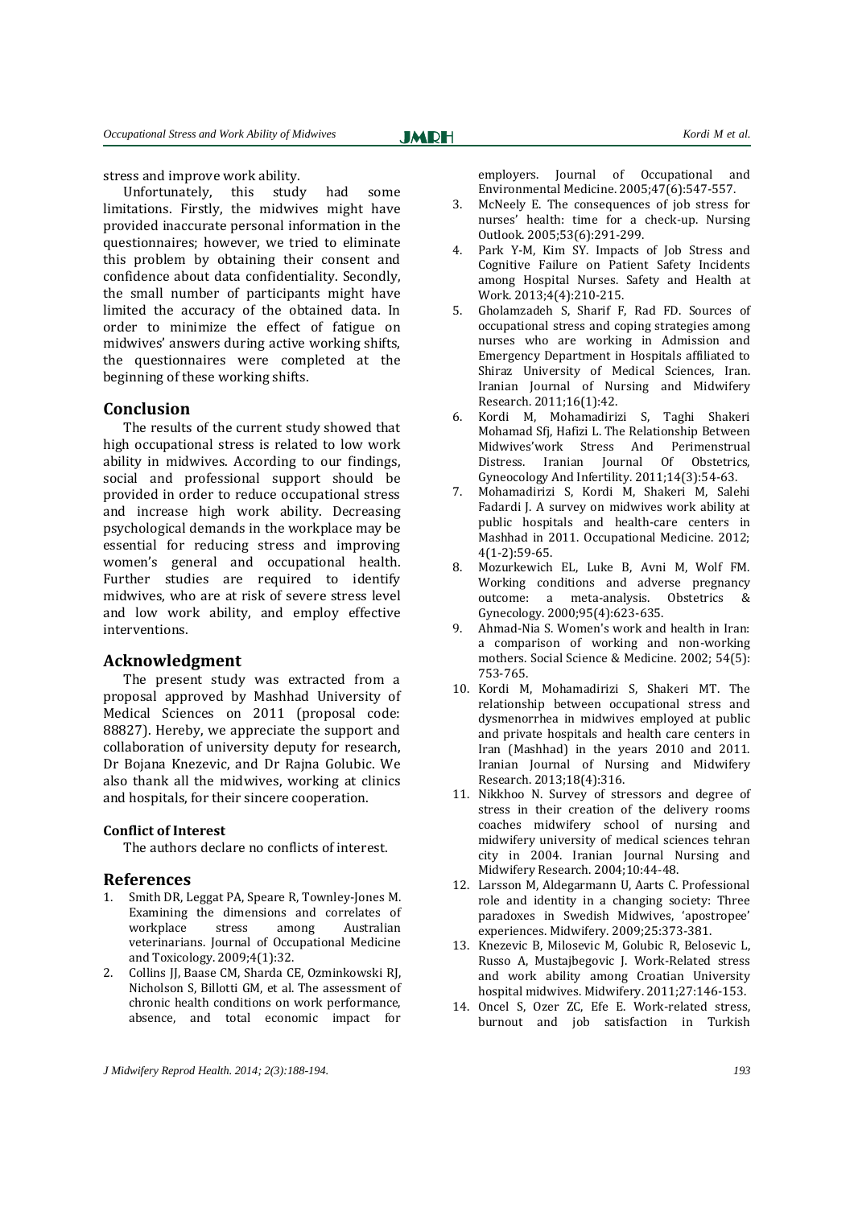stress and improve work ability.

Unfortunately, this study had some limitations. Firstly, the midwives might have provided inaccurate personal information in the questionnaires; however, we tried to eliminate this problem by obtaining their consent and confidence about data confidentiality. Secondly, the small number of participants might have limited the accuracy of the obtained data. In order to minimize the effect of fatigue on midwives' answers during active working shifts, the questionnaires were completed at the beginning of these working shifts.

## Conclusion

The results of the current study showed that high occupational stress is related to low work ability in midwives. According to our findings, social and professional support should be provided in order to reduce occupational stress and increase high work ability. Decreasing psychological demands in the workplace may be essential for reducing stress and improving women's general and occupational health. Further studies are required to identify midwives, who are at risk of severe stress level and low work ability, and employ effective interventions.

## Acknowledgment

The present study was extracted from a proposal approved by Mashhad University of Medical Sciences on 2011 (proposal code: 88827). Hereby, we appreciate the support and collaboration of university deputy for research, Dr Bojana Knezevic, and Dr Rajna Golubic. We also thank all the midwives, working at clinics and hospitals, for their sincere cooperation.

#### Conflict of Interest

The authors declare no conflicts of interest.

## References

1. Smith DR, Leggat PA, Speare R, Townley-Jones M. Examining the dimensions and correlates of workplace stress among Australian veterinarians. Journal of Occupational Medicine and Toxicology. 2009;4(1):32.
2. Collins JJ, Baase CM, Sharda CE, Ozminkowski RJ, Nicholson S, Billotti GM, et al. The assessment of chronic health conditions on work performance, absence, and total economic impact for employers. Journal of Occupational and Environmental Medicine. 2005;47(6):547-557.
3. McNeely E. The consequences of job stress for nurses' health: time for a check-up. Nursing Outlook. 2005;53(6):291-299.
4. Park Y-M, Kim SY. Impacts of Job Stress and Cognitive Failure on Patient Safety Incidents among Hospital Nurses. Safety and Health at Work. 2013;4(4):210-215.
5. Gholamzadeh S, Sharif F, Rad FD. Sources of occupational stress and coping strategies among nurses who are working in Admission and Emergency Department in Hospitals affiliated to Shiraz University of Medical Sciences, Iran. Iranian Journal of Nursing and Midwifery Research. 2011;16(1):42.
6. Kordi M, Mohamadirizi S, Taghi Shakeri Mohamad Sfj, Hafizi L. The Relationship Between Midwives'work Stress And Perimenstrual Distress. Iranian Journal Of Obstetrics, Gyneocology And Infertility. 2011;14(3):54-63.
7. Mohamadirizi S, Kordi M, Shakeri M, Salehi Fadardi J. A survey on midwives work ability at public hospitals and health-care centers in Mashhad in 2011. Occupational Medicine. 2012; 4(1-2):59-65.
8. Mozurkewich EL, Luke B, Avni M, Wolf FM. Working conditions and adverse pregnancy outcome: a meta-analysis. Obstetrics & Gynecology. 2000;95(4):623-635.
9. Ahmad-Nia S. Women's work and health in Iran: a comparison of working and non-working mothers. Social Science & Medicine. 2002; 54(5): 753-765.
10. Kordi M, Mohamadirizi S, Shakeri MT. The relationship between occupational stress and dysmenorrhea in midwives employed at public and private hospitals and health care centers in Iran (Mashhad) in the years 2010 and 2011. Iranian Journal of Nursing and Midwifery Research. 2013;18(4):316.
11. Nikkhoo N. Survey of stressors and degree of stress in their creation of the delivery rooms coaches midwifery school of nursing and midwifery university of medical sciences tehran city in 2004. Iranian Journal Nursing and Midwifery Research. 2004;10:44-48.
12. Larsson M, Aldegarmann U, Aarts C. Professional role and identity in a changing society: Three paradoxes in Swedish Midwives, 'apostropee' experiences. Midwifery. 2009;25:373-381.
13. Knezevic B, Milosevic M, Golubic R, Belosevic L, Russo A, Mustajbegovic J. Work-Related stress and work ability among Croatian University hospital midwives. Midwifery. 2011;27:146-153.
14. Oncel S, Ozer ZC, Efe E. Work-related stress, burnout and job satisfaction in Turkish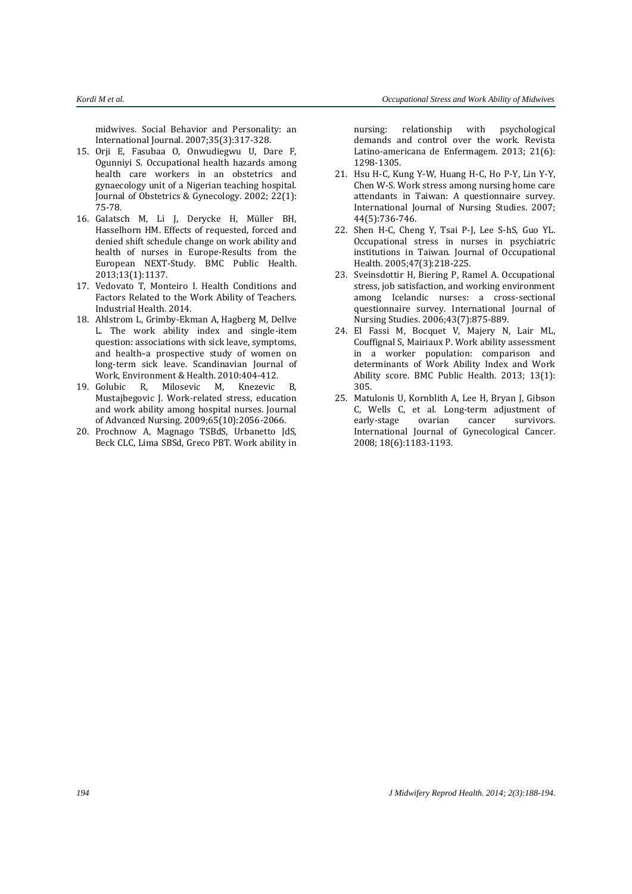midwives. Social Behavior and Personality: an International Journal. 2007;35(3):317-328.

15. Orji E, Fasubaa O, Onwudiegwu U, Dare F, Ogunniyi S. Occupational health hazards among health care workers in an obstetrics and gynaecology unit of a Nigerian teaching hospital. Journal of Obstetrics & Gynecology. 2002; 22(1): 75-78.
16. Galatsch M, Li J, Derycke H, Müller BH, Hasselhorn HM. Effects of requested, forced and denied shift schedule change on work ability and health of nurses in Europe-Results from the European NEXT-Study. BMC Public Health. 2013;13(1):1137.
17. Vedovato T, Monteiro I. Health Conditions and Factors Related to the Work Ability of Teachers. Industrial Health. 2014.
18. Ahlstrom L, Grimby-Ekman A, Hagberg M, Dellve L. The work ability index and single-item question: associations with sick leave, symptoms, and health–a prospective study of women on long-term sick leave. Scandinavian Journal of Work, Environment & Health. 2010:404-412.
19. Golubic R, Milosevic M, Knezevic B, Mustajbegovic J. Work-related stress, education and work ability among hospital nurses. Journal of Advanced Nursing. 2009;65(10):2056-2066.
20. Prochnow A, Magnago TSBdS, Urbanetto JdS, Beck CLC, Lima SBSd, Greco PBT. Work ability in nursing: relationship with psychological demands and control over the work. Revista Latino-americana de Enfermagem. 2013; 21(6): 1298-1305.
21. Hsu H-C, Kung Y-W, Huang H-C, Ho P-Y, Lin Y-Y, Chen W-S. Work stress among nursing home care attendants in Taiwan: A questionnaire survey. International Journal of Nursing Studies. 2007; 44(5):736-746.
22. Shen H-C, Cheng Y, Tsai P-J, Lee S-hS, Guo YL. Occupational stress in nurses in psychiatric institutions in Taiwan. Journal of Occupational Health. 2005;47(3):218-225.
23. Sveinsdottir H, Biering P, Ramel A. Occupational stress, job satisfaction, and working environment among Icelandic nurses: a cross-sectional questionnaire survey. International Journal of Nursing Studies. 2006;43(7):875-889.
24. El Fassi M, Bocquet V, Majery N, Lair ML, Couffignal S, Mairiaux P. Work ability assessment in a worker population: comparison and determinants of Work Ability Index and Work Ability score. BMC Public Health. 2013; 13(1): 305.
25. Matulonis U, Kornblith A, Lee H, Bryan J, Gibson C, Wells C, et al. Long-term adjustment of early-stage ovarian cancer survivors. International Journal of Gynecological Cancer. 2008; 18(6):1183-1193.